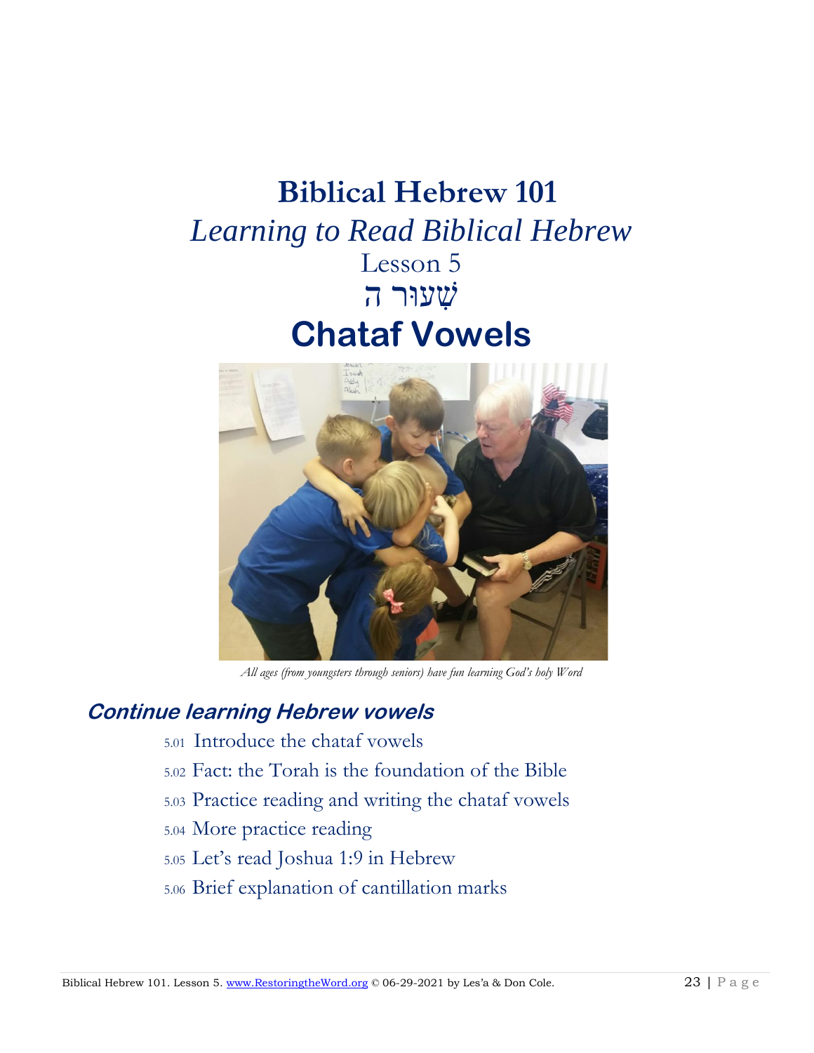# Biblical Hebrew 101

*Learning to Read Biblical Hebrew*

Lesson 5

שִׁעוּר ה

# Chataf Vowels

*All ages (from youngsters through seniors) have fun learning God's holy Word*

## Continue learning Hebrew vowels

5.01 Introduce the chataf vowels

5.02 Fact: the Torah is the foundation of the Bible

5.03 Practice reading and writing the chataf vowels

5.04 More practice reading

5.05 Let's read Joshua 1:9 in Hebrew

5.06 Brief explanation of cantillation marks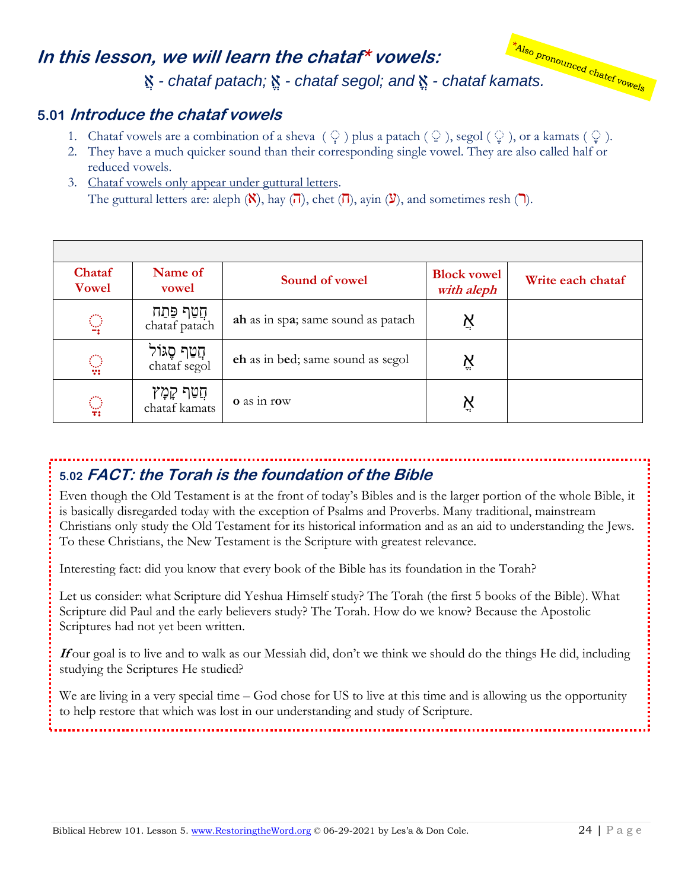# *In this lesson, we will learn the chataf\* vowels:*

*\*Also pronounced chatef vowels*

*אֲ - chataf patach; אֱ - chataf segol; and אֳ - chataf kamats.*

## 5.01 *Introduce the chataf vowels*

1. Chataf vowels are a combination of a sheva ( ְ ) plus a patach ( ַ ), segol ( ֶ ), or a kamats ( ָ ).
2. They have a much quicker sound than their corresponding single vowel. They are also called half or reduced vowels.
3. Chataf vowels only appear under guttural letters.
   The guttural letters are: aleph (א), hay (ה), chet (ח), ayin (ע), and sometimes resh (ר).

| Chataf Vowel | Name of vowel | Sound of vowel | Block vowel *with aleph* | Write each chataf |
|---|---|---|---|---|
| ֲ | חֲטַף פַּתַח chataf patach | **ah** as in sp**a**; same sound as patach | אֲ | |
| ֱ | חֲטַף סֶגּוֹל chataf segol | **eh** as in b**e**d; same sound as segol | אֱ | |
| ֳ | חֲטַף קָמַץ chataf kamats | **o** as in r**o**w | אֳ | |

## 5.02 *FACT: the Torah is the foundation of the Bible*

Even though the Old Testament is at the front of today's Bibles and is the larger portion of the whole Bible, it is basically disregarded today with the exception of Psalms and Proverbs. Many traditional, mainstream Christians only study the Old Testament for its historical information and as an aid to understanding the Jews. To these Christians, the New Testament is the Scripture with greatest relevance.

Interesting fact: did you know that every book of the Bible has its foundation in the Torah?

Let us consider: what Scripture did Yeshua Himself study? The Torah (the first 5 books of the Bible). What Scripture did Paul and the early believers study? The Torah. How do we know? Because the Apostolic Scriptures had not yet been written.

***If*** our goal is to live and to walk as our Messiah did, don't we think we should do the things He did, including studying the Scriptures He studied?

We are living in a very special time – God chose for US to live at this time and is allowing us the opportunity to help restore that which was lost in our understanding and study of Scripture.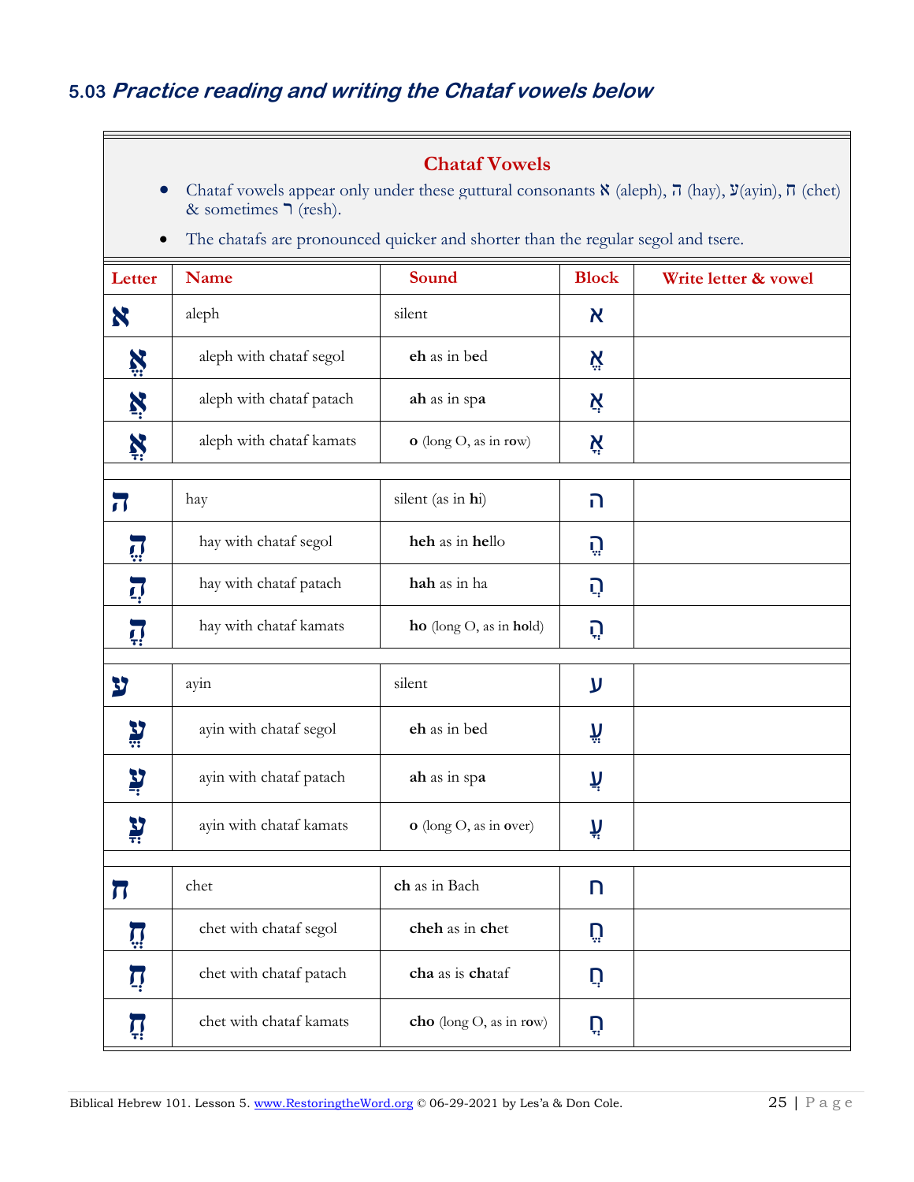## 5.03 *Practice reading and writing the Chataf vowels below*

### Chataf Vowels

- Chataf vowels appear only under these guttural consonants א (aleph), ה (hay), ע(ayin), ח (chet) & sometimes ר (resh).
- The chatafs are pronounced quicker and shorter than the regular segol and tsere.

| Letter | Name | Sound | Block | Write letter & vowel |
|---|---|---|---|---|
| א | aleph | silent | א | |
| אֱ | aleph with chataf segol | **eh** as in b**e**d | אֱ | |
| אֲ | aleph with chataf patach | **ah** as in sp**a** | אֲ | |
| אֳ | aleph with chataf kamats | **o** (long O, as in r**o**w) | אֳ | |
| | | | | |
| ה | hay | silent (as in **h**i) | ה | |
| הֱ | hay with chataf segol | **heh** as in **he**llo | הֱ | |
| הֲ | hay with chataf patach | **hah** as in ha | הֲ | |
| הֳ | hay with chataf kamats | **ho** (long O, as in **ho**ld) | הֳ | |
| | | | | |
| ע | ayin | silent | ע | |
| עֱ | ayin with chataf segol | **eh** as in b**e**d | עֱ | |
| עֲ | ayin with chataf patach | **ah** as in sp**a** | עֲ | |
| עֳ | ayin with chataf kamats | **o** (long O, as in **o**ver) | עֳ | |
| | | | | |
| ח | chet | **ch** as in Bach | ח | |
| חֱ | chet with chataf segol | **cheh** as in **che**t | חֱ | |
| חֲ | chet with chataf patach | **cha** as is **cha**taf | חֲ | |
| חֳ | chet with chataf kamats | **cho** (long O, as in r**o**w) | חֳ | |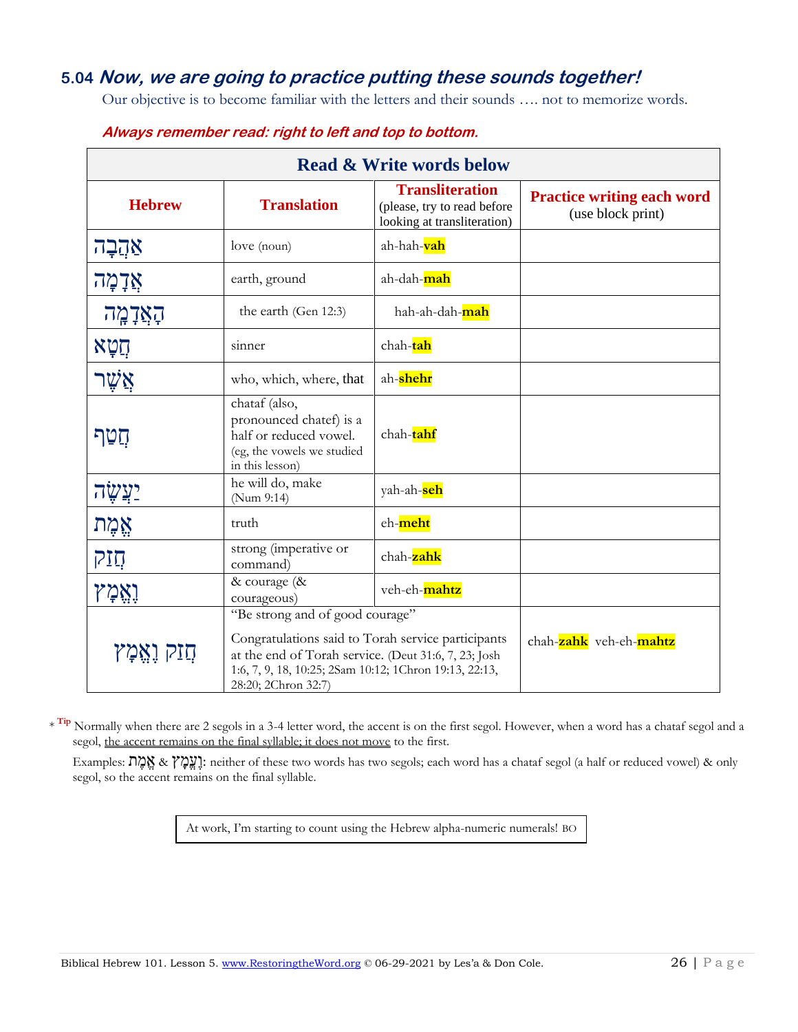## 5.04 *Now, we are going to practice putting these sounds together!*

Our objective is to become familiar with the letters and their sounds …. not to memorize words.

***Always remember read: right to left and top to bottom.***

| Read & Write words below | | | |
|---|---|---|---|
| **Hebrew** | **Translation** | **Transliteration** (please, try to read before looking at transliteration) | **Practice writing each word** (use block print) |
| אַהֲבָה | love (noun) | ah-hah-**vah** | |
| אֲדָמָה | earth, ground | ah-dah-**mah** | |
| הָאֲדָמָה | the earth (Gen 12:3) | hah-ah-dah-**mah** | |
| חֲטָא | sinner | chah-**tah** | |
| אֲשֶׁר | who, which, where, that | ah-**shehr** | |
| חֲטַף | chataf (also, pronounced chatef) is a half or reduced vowel. (eg, the vowels we studied in this lesson) | chah-**tahf** | |
| יַעֲשֶׂה | he will do, make (Num 9:14) | yah-ah-**seh** | |
| אֱמֶת | truth | eh-**meht** | |
| חֲזַק | strong (imperative or command) | chah-**zahk** | |
| וֶאֱמָץ | & courage (& courageous) | veh-eh-**mahtz** | |
| חֲזַק וֶאֱמָץ | "Be strong and of good courage" Congratulations said to Torah service participants at the end of Torah service. (Deut 31:6, 7, 23; Josh 1:6, 7, 9, 18, 10:25; 2Sam 10:12; 1Chron 19:13, 22:13, 28:20; 2Chron 32:7) | | chah-**zahk** veh-eh-**mahtz** |

\* Tip Normally when there are 2 segols in a 3-4 letter word, the accent is on the first segol. However, when a word has a chataf segol and a segol, the accent remains on the final syllable; it does not move to the first.

Examples: אֱמֶת & וֶאֱמָץ: neither of these two words has two segols; each word has a chataf segol (a half or reduced vowel) & only segol, so the accent remains on the final syllable.

At work, I'm starting to count using the Hebrew alpha-numeric numerals! BO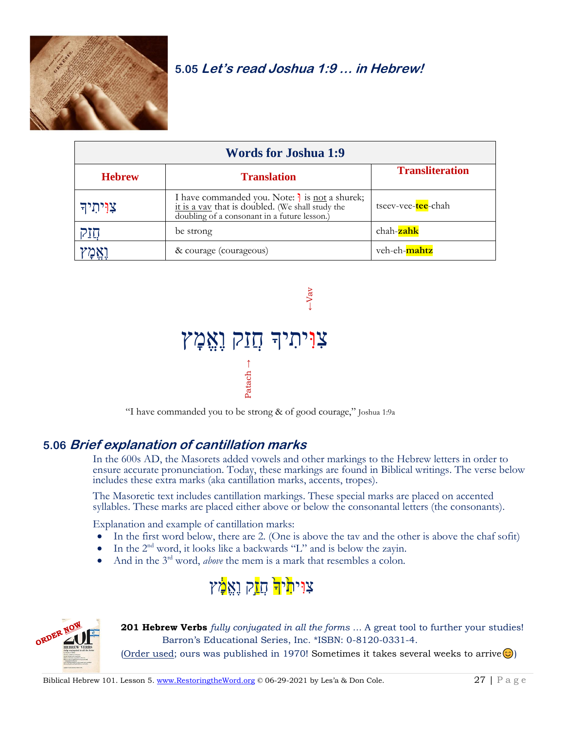## 5.05 *Let's read Joshua 1:9 … in Hebrew!*

| Words for Joshua 1:9 | | |
|---|---|---|
| **Hebrew** | **Translation** | **Transliteration** |
| צִוִּיתִיךָ | I have commanded you. Note: וּ is not a shurek; it is a vav that is doubled. (We shall study the doubling of a consonant in a future lesson.) | tseev-vee-**tee**-chah |
| חֲזַק | be strong | chah-**zahk** |
| וֶאֱמָץ | & courage (courageous) | veh-eh-**mahtz** |

←Vav

צִוִּיתִיךָ חֲזַק וֶאֱמָץ

Patach →

"I have commanded you to be strong & of good courage," Joshua 1:9a

## 5.06 *Brief explanation of cantillation marks*

In the 600s AD, the Masorets added vowels and other markings to the Hebrew letters in order to ensure accurate pronunciation. Today, these markings are found in Biblical writings. The verse below includes these extra marks (aka cantillation marks, accents, tropes).

The Masoretic text includes cantillation markings. These special marks are placed on accented syllables. These marks are placed either above or below the consonantal letters (the consonants).

Explanation and example of cantillation marks:

- In the first word below, there are 2. (One is above the tav and the other is above the chaf sofit)
- In the 2nd word, it looks like a backwards "L" and is below the zayin.
- And in the 3rd word, *above* the mem is a mark that resembles a colon.

צִוִּיתִ֫יךָ֮ חֲזַ֣ק וֶאֱמָ֔ץ

**201 Hebrew Verbs** *fully conjugated in all the forms …* A great tool to further your studies!
Barron's Educational Series, Inc. *ISBN: 0-8120-0331-4.
(Order used; ours was published in 1970! Sometimes it takes several weeks to arrive😊)